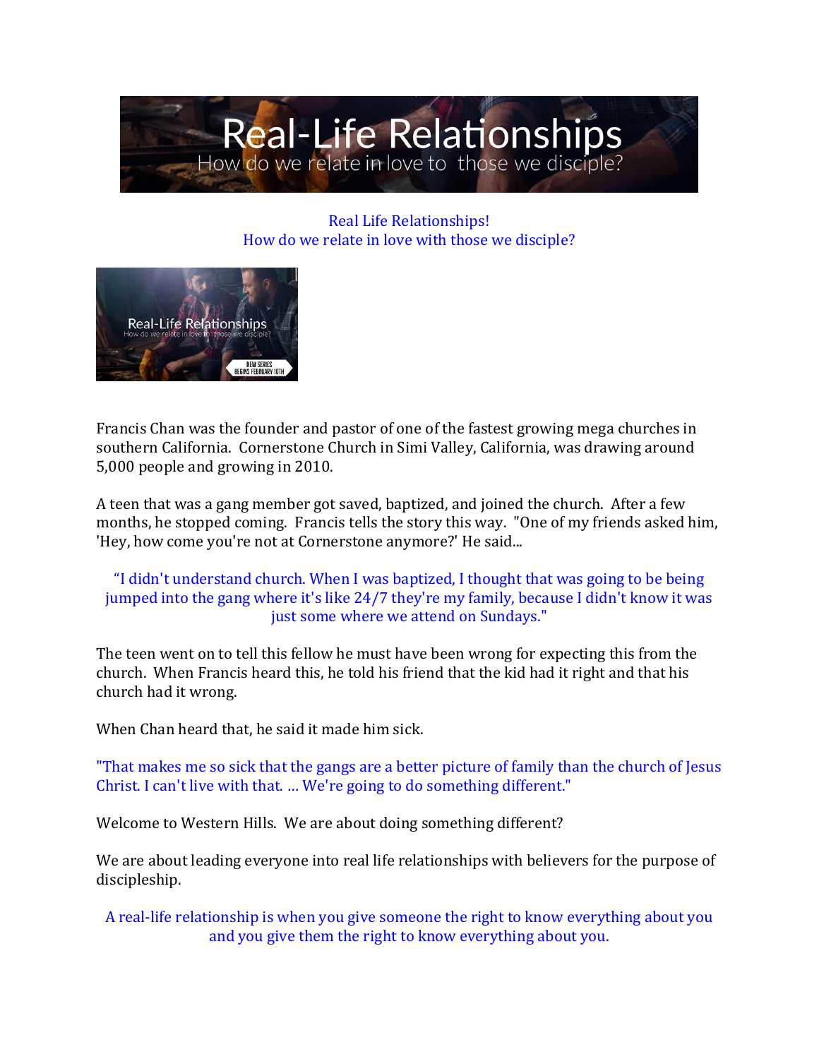Real Life Relationships!
How do we relate in love with those we disciple?

Francis Chan was the founder and pastor of one of the fastest growing mega churches in southern California. Cornerstone Church in Simi Valley, California, was drawing around 5,000 people and growing in 2010.

A teen that was a gang member got saved, baptized, and joined the church. After a few months, he stopped coming. Francis tells the story this way. "One of my friends asked him, 'Hey, how come you're not at Cornerstone anymore?' He said...

"I didn't understand church. When I was baptized, I thought that was going to be being jumped into the gang where it's like 24/7 they're my family, because I didn't know it was just some where we attend on Sundays."

The teen went on to tell this fellow he must have been wrong for expecting this from the church. When Francis heard this, he told his friend that the kid had it right and that his church had it wrong.

When Chan heard that, he said it made him sick.

"That makes me so sick that the gangs are a better picture of family than the church of Jesus Christ. I can't live with that. … We're going to do something different."

Welcome to Western Hills. We are about doing something different?

We are about leading everyone into real life relationships with believers for the purpose of discipleship.

A real-life relationship is when you give someone the right to know everything about you and you give them the right to know everything about you.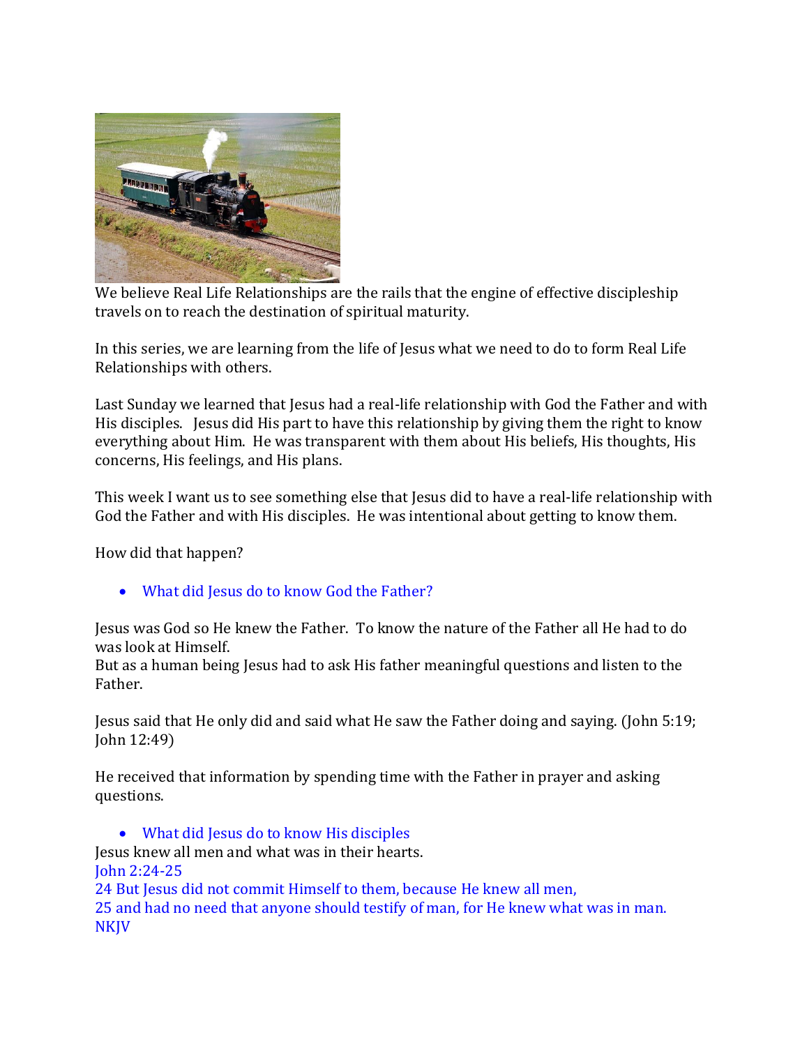We believe Real Life Relationships are the rails that the engine of effective discipleship travels on to reach the destination of spiritual maturity.

In this series, we are learning from the life of Jesus what we need to do to form Real Life Relationships with others.

Last Sunday we learned that Jesus had a real-life relationship with God the Father and with His disciples. Jesus did His part to have this relationship by giving them the right to know everything about Him. He was transparent with them about His beliefs, His thoughts, His concerns, His feelings, and His plans.

This week I want us to see something else that Jesus did to have a real-life relationship with God the Father and with His disciples. He was intentional about getting to know them.

How did that happen?

- What did Jesus do to know God the Father?

Jesus was God so He knew the Father. To know the nature of the Father all He had to do was look at Himself.
But as a human being Jesus had to ask His father meaningful questions and listen to the Father.

Jesus said that He only did and said what He saw the Father doing and saying. (John 5:19; John 12:49)

He received that information by spending time with the Father in prayer and asking questions.

- What did Jesus do to know His disciples

Jesus knew all men and what was in their hearts.
John 2:24-25
24 But Jesus did not commit Himself to them, because He knew all men,
25 and had no need that anyone should testify of man, for He knew what was in man.
NKJV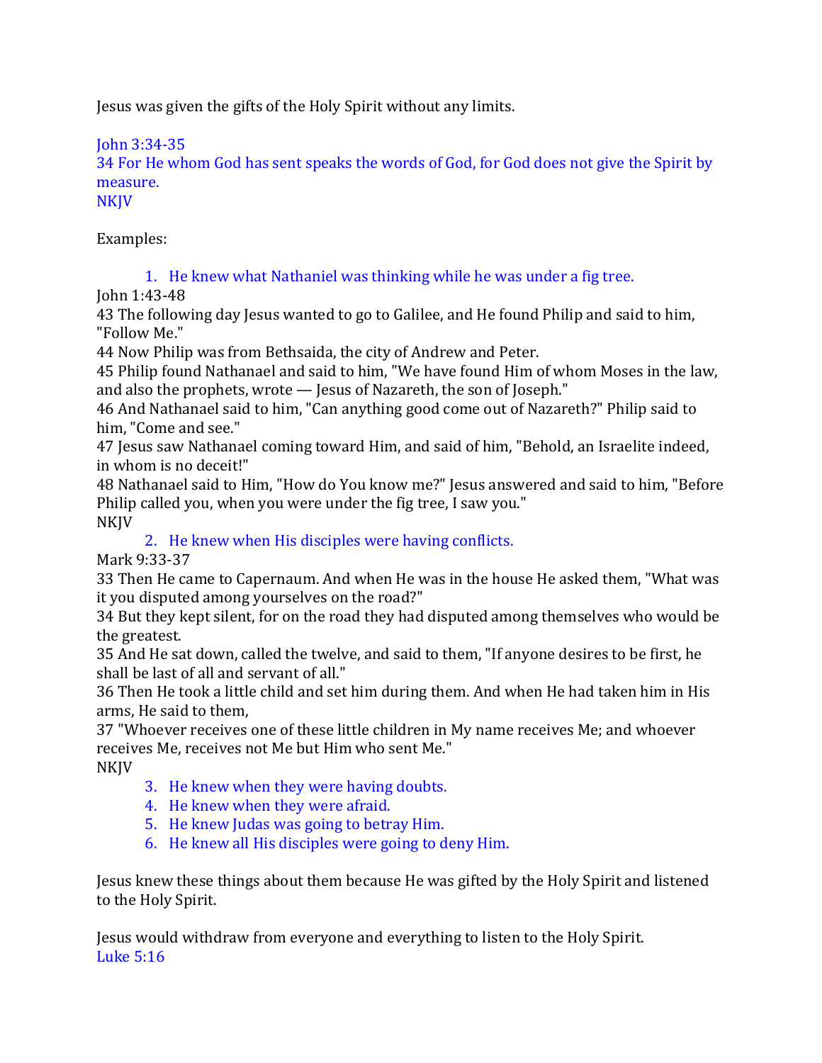Jesus was given the gifts of the Holy Spirit without any limits.

John 3:34-35
34 For He whom God has sent speaks the words of God, for God does not give the Spirit by measure.
NKJV

Examples:

1. He knew what Nathaniel was thinking while he was under a fig tree.

John 1:43-48
43 The following day Jesus wanted to go to Galilee, and He found Philip and said to him, "Follow Me."
44 Now Philip was from Bethsaida, the city of Andrew and Peter.
45 Philip found Nathanael and said to him, "We have found Him of whom Moses in the law, and also the prophets, wrote — Jesus of Nazareth, the son of Joseph."
46 And Nathanael said to him, "Can anything good come out of Nazareth?" Philip said to him, "Come and see."
47 Jesus saw Nathanael coming toward Him, and said of him, "Behold, an Israelite indeed, in whom is no deceit!"
48 Nathanael said to Him, "How do You know me?" Jesus answered and said to him, "Before Philip called you, when you were under the fig tree, I saw you."
NKJV

2. He knew when His disciples were having conflicts.

Mark 9:33-37
33 Then He came to Capernaum. And when He was in the house He asked them, "What was it you disputed among yourselves on the road?"
34 But they kept silent, for on the road they had disputed among themselves who would be the greatest.
35 And He sat down, called the twelve, and said to them, "If anyone desires to be first, he shall be last of all and servant of all."
36 Then He took a little child and set him during them. And when He had taken him in His arms, He said to them,
37 "Whoever receives one of these little children in My name receives Me; and whoever receives Me, receives not Me but Him who sent Me."
NKJV

3. He knew when they were having doubts.
4. He knew when they were afraid.
5. He knew Judas was going to betray Him.
6. He knew all His disciples were going to deny Him.

Jesus knew these things about them because He was gifted by the Holy Spirit and listened to the Holy Spirit.

Jesus would withdraw from everyone and everything to listen to the Holy Spirit.
Luke 5:16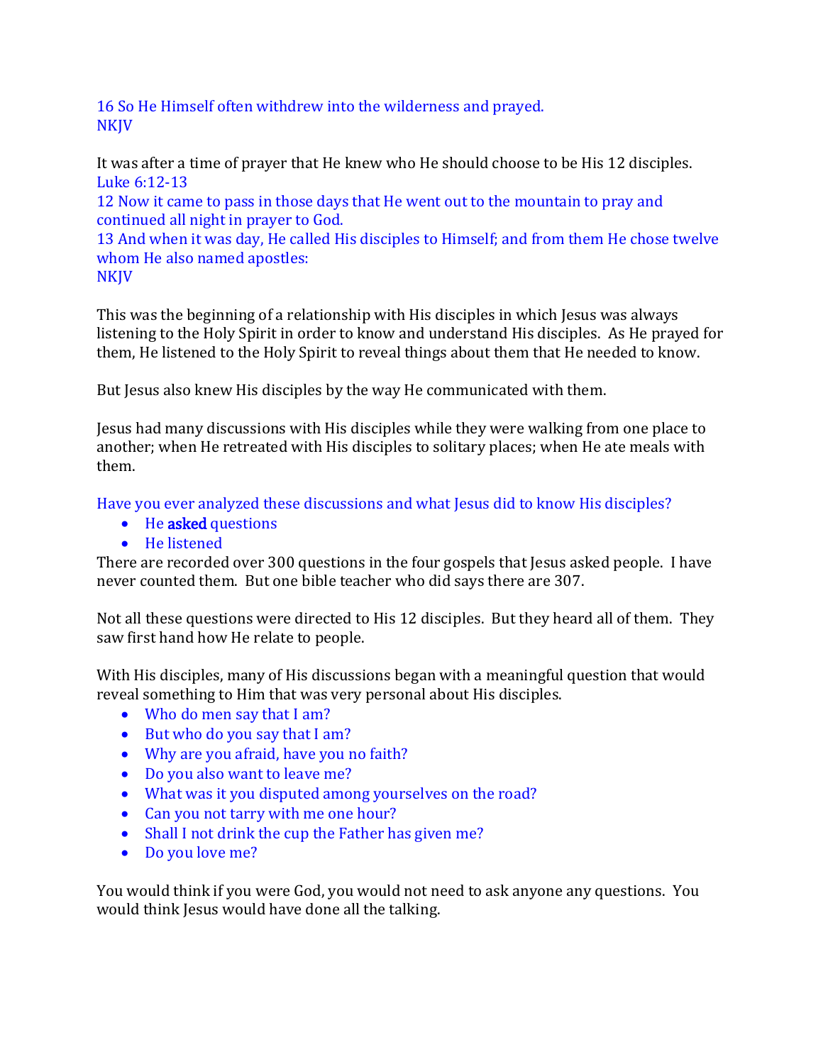16 So He Himself often withdrew into the wilderness and prayed.
NKJV

It was after a time of prayer that He knew who He should choose to be His 12 disciples.
Luke 6:12-13
12 Now it came to pass in those days that He went out to the mountain to pray and continued all night in prayer to God.
13 And when it was day, He called His disciples to Himself; and from them He chose twelve whom He also named apostles:
NKJV

This was the beginning of a relationship with His disciples in which Jesus was always listening to the Holy Spirit in order to know and understand His disciples. As He prayed for them, He listened to the Holy Spirit to reveal things about them that He needed to know.

But Jesus also knew His disciples by the way He communicated with them.

Jesus had many discussions with His disciples while they were walking from one place to another; when He retreated with His disciples to solitary places; when He ate meals with them.

Have you ever analyzed these discussions and what Jesus did to know His disciples?

- He **asked** questions
- He listened

There are recorded over 300 questions in the four gospels that Jesus asked people. I have never counted them. But one bible teacher who did says there are 307.

Not all these questions were directed to His 12 disciples. But they heard all of them. They saw first hand how He relate to people.

With His disciples, many of His discussions began with a meaningful question that would reveal something to Him that was very personal about His disciples.

- Who do men say that I am?
- But who do you say that I am?
- Why are you afraid, have you no faith?
- Do you also want to leave me?
- What was it you disputed among yourselves on the road?
- Can you not tarry with me one hour?
- Shall I not drink the cup the Father has given me?
- Do you love me?

You would think if you were God, you would not need to ask anyone any questions. You would think Jesus would have done all the talking.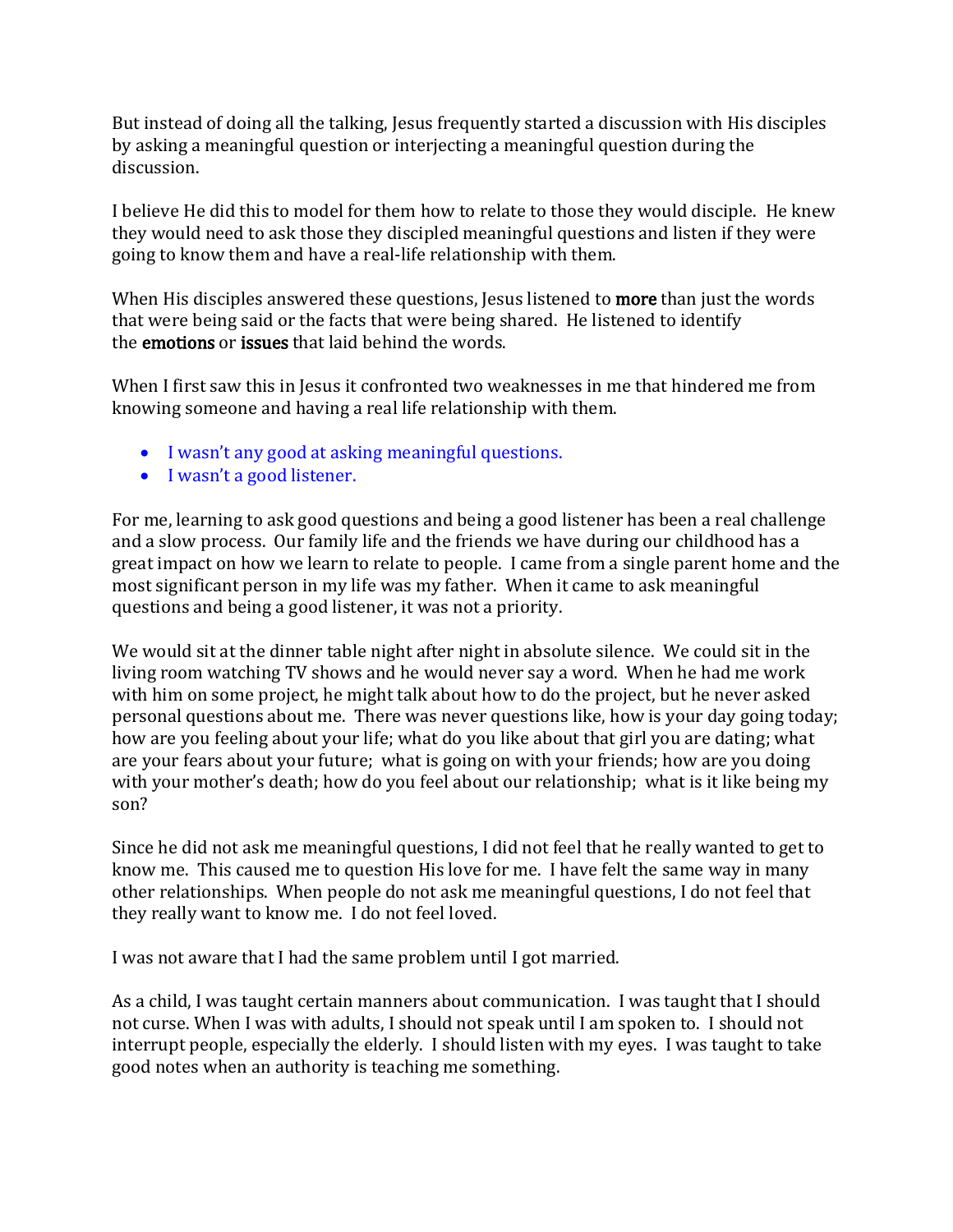But instead of doing all the talking, Jesus frequently started a discussion with His disciples by asking a meaningful question or interjecting a meaningful question during the discussion.

I believe He did this to model for them how to relate to those they would disciple. He knew they would need to ask those they discipled meaningful questions and listen if they were going to know them and have a real-life relationship with them.

When His disciples answered these questions, Jesus listened to **more** than just the words that were being said or the facts that were being shared. He listened to identify the **emotions** or **issues** that laid behind the words.

When I first saw this in Jesus it confronted two weaknesses in me that hindered me from knowing someone and having a real life relationship with them.

- I wasn't any good at asking meaningful questions.
- I wasn't a good listener.

For me, learning to ask good questions and being a good listener has been a real challenge and a slow process. Our family life and the friends we have during our childhood has a great impact on how we learn to relate to people. I came from a single parent home and the most significant person in my life was my father. When it came to ask meaningful questions and being a good listener, it was not a priority.

We would sit at the dinner table night after night in absolute silence. We could sit in the living room watching TV shows and he would never say a word. When he had me work with him on some project, he might talk about how to do the project, but he never asked personal questions about me. There was never questions like, how is your day going today; how are you feeling about your life; what do you like about that girl you are dating; what are your fears about your future; what is going on with your friends; how are you doing with your mother's death; how do you feel about our relationship; what is it like being my son?

Since he did not ask me meaningful questions, I did not feel that he really wanted to get to know me. This caused me to question His love for me. I have felt the same way in many other relationships. When people do not ask me meaningful questions, I do not feel that they really want to know me. I do not feel loved.

I was not aware that I had the same problem until I got married.

As a child, I was taught certain manners about communication. I was taught that I should not curse. When I was with adults, I should not speak until I am spoken to. I should not interrupt people, especially the elderly. I should listen with my eyes. I was taught to take good notes when an authority is teaching me something.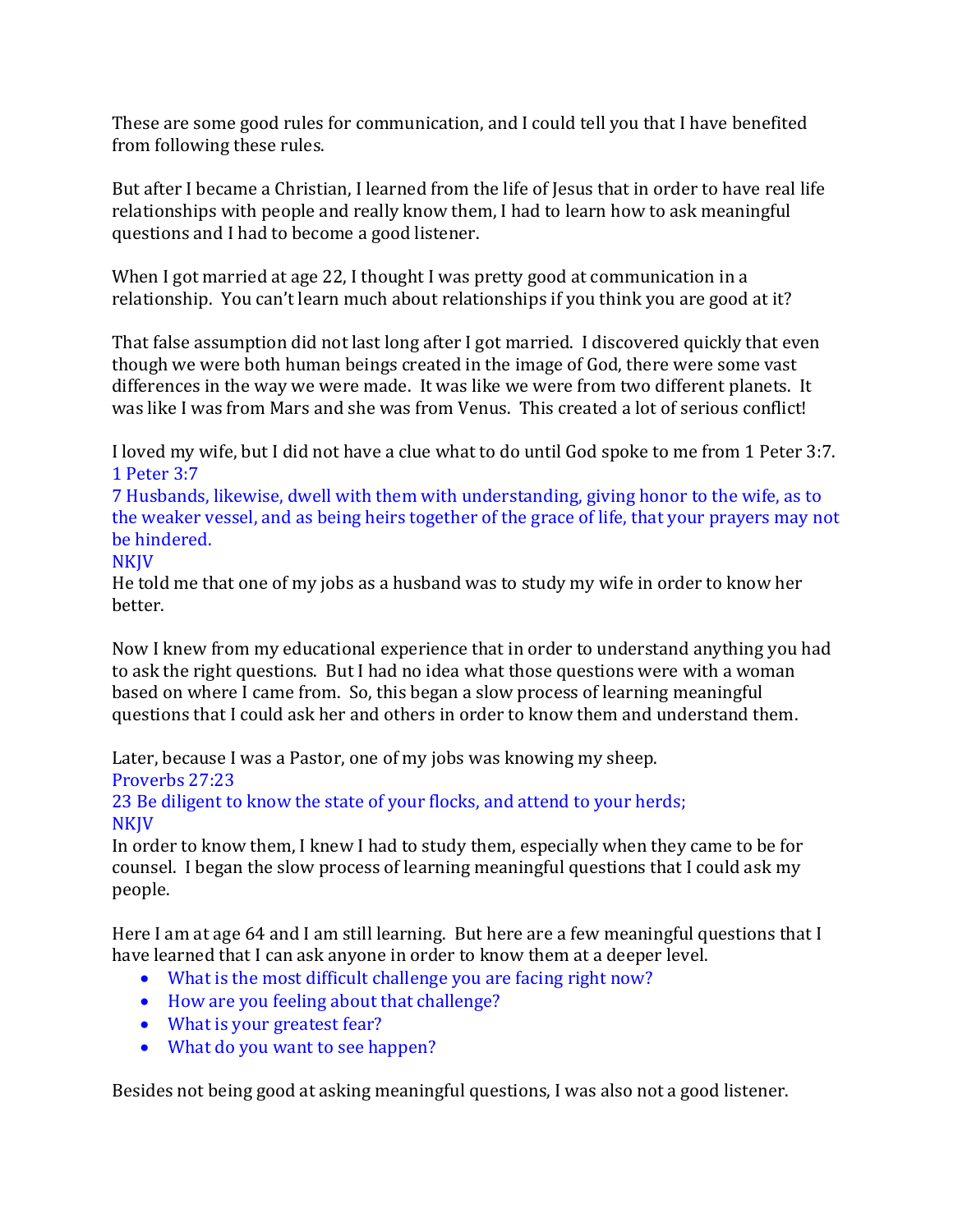These are some good rules for communication, and I could tell you that I have benefited from following these rules.

But after I became a Christian, I learned from the life of Jesus that in order to have real life relationships with people and really know them, I had to learn how to ask meaningful questions and I had to become a good listener.

When I got married at age 22, I thought I was pretty good at communication in a relationship. You can't learn much about relationships if you think you are good at it?

That false assumption did not last long after I got married. I discovered quickly that even though we were both human beings created in the image of God, there were some vast differences in the way we were made. It was like we were from two different planets. It was like I was from Mars and she was from Venus. This created a lot of serious conflict!

I loved my wife, but I did not have a clue what to do until God spoke to me from 1 Peter 3:7.
1 Peter 3:7
7 Husbands, likewise, dwell with them with understanding, giving honor to the wife, as to the weaker vessel, and as being heirs together of the grace of life, that your prayers may not be hindered.
NKJV
He told me that one of my jobs as a husband was to study my wife in order to know her better.

Now I knew from my educational experience that in order to understand anything you had to ask the right questions. But I had no idea what those questions were with a woman based on where I came from. So, this began a slow process of learning meaningful questions that I could ask her and others in order to know them and understand them.

Later, because I was a Pastor, one of my jobs was knowing my sheep.
Proverbs 27:23
23 Be diligent to know the state of your flocks, and attend to your herds;
NKJV
In order to know them, I knew I had to study them, especially when they came to be for counsel. I began the slow process of learning meaningful questions that I could ask my people.

Here I am at age 64 and I am still learning. But here are a few meaningful questions that I have learned that I can ask anyone in order to know them at a deeper level.

- What is the most difficult challenge you are facing right now?
- How are you feeling about that challenge?
- What is your greatest fear?
- What do you want to see happen?

Besides not being good at asking meaningful questions, I was also not a good listener.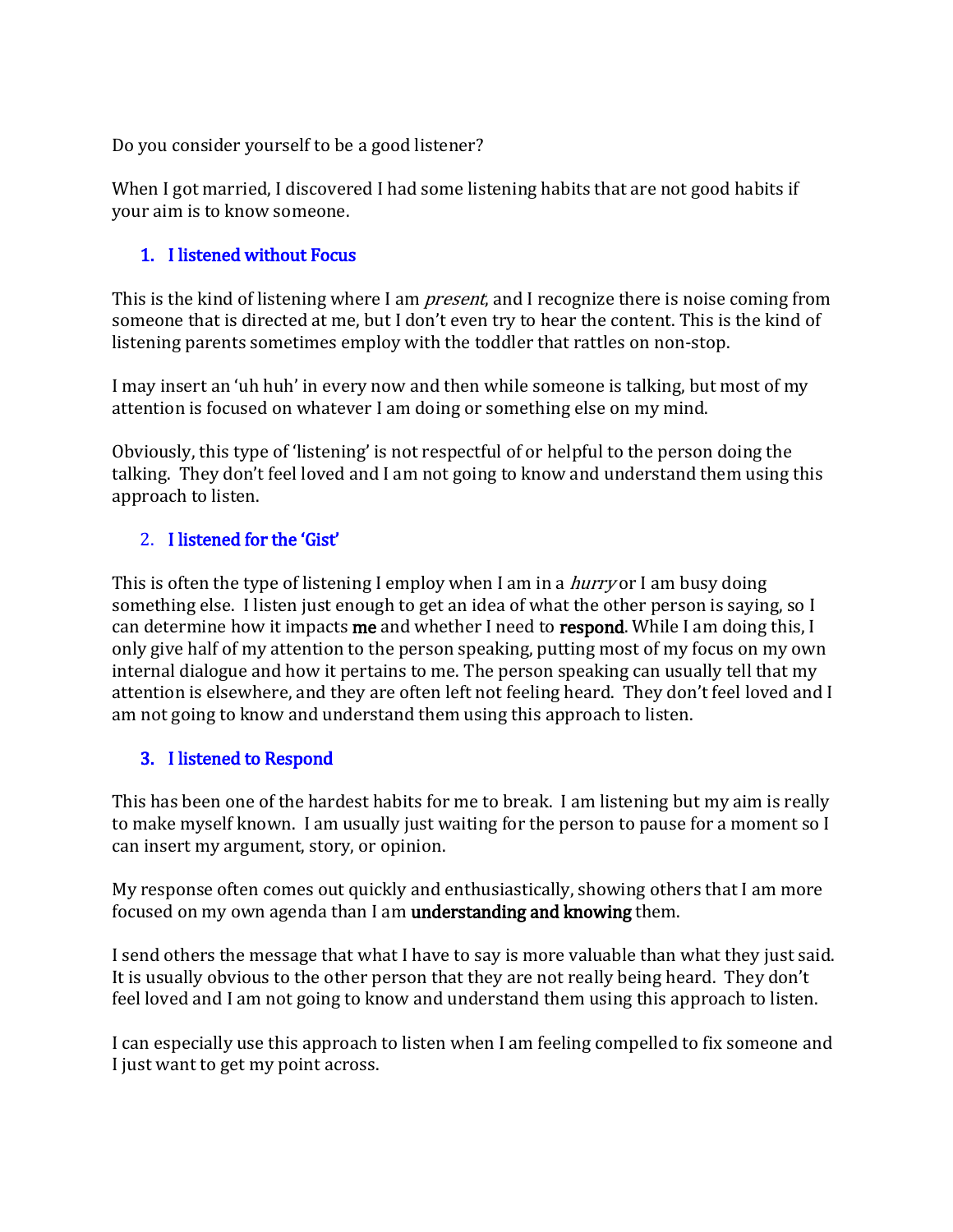Do you consider yourself to be a good listener?

When I got married, I discovered I had some listening habits that are not good habits if your aim is to know someone.

### 1. I listened without Focus

This is the kind of listening where I am *present*, and I recognize there is noise coming from someone that is directed at me, but I don't even try to hear the content. This is the kind of listening parents sometimes employ with the toddler that rattles on non-stop.

I may insert an 'uh huh' in every now and then while someone is talking, but most of my attention is focused on whatever I am doing or something else on my mind.

Obviously, this type of 'listening' is not respectful of or helpful to the person doing the talking. They don't feel loved and I am not going to know and understand them using this approach to listen.

### 2. I listened for the 'Gist'

This is often the type of listening I employ when I am in a *hurry* or I am busy doing something else. I listen just enough to get an idea of what the other person is saying, so I can determine how it impacts **me** and whether I need to **respond**. While I am doing this, I only give half of my attention to the person speaking, putting most of my focus on my own internal dialogue and how it pertains to me. The person speaking can usually tell that my attention is elsewhere, and they are often left not feeling heard. They don't feel loved and I am not going to know and understand them using this approach to listen.

### 3. I listened to Respond

This has been one of the hardest habits for me to break. I am listening but my aim is really to make myself known. I am usually just waiting for the person to pause for a moment so I can insert my argument, story, or opinion.

My response often comes out quickly and enthusiastically, showing others that I am more focused on my own agenda than I am **understanding and knowing** them.

I send others the message that what I have to say is more valuable than what they just said. It is usually obvious to the other person that they are not really being heard. They don't feel loved and I am not going to know and understand them using this approach to listen.

I can especially use this approach to listen when I am feeling compelled to fix someone and I just want to get my point across.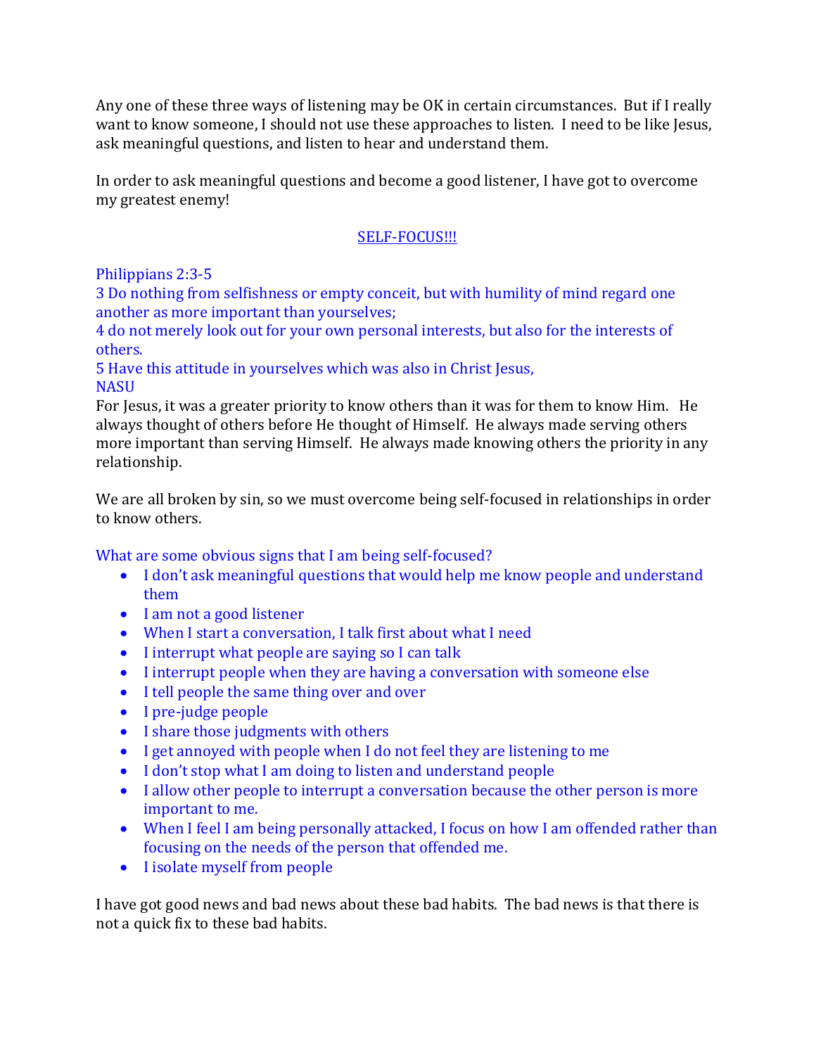Any one of these three ways of listening may be OK in certain circumstances. But if I really want to know someone, I should not use these approaches to listen. I need to be like Jesus, ask meaningful questions, and listen to hear and understand them.

In order to ask meaningful questions and become a good listener, I have got to overcome my greatest enemy!

<u>SELF-FOCUS!!!</u>

Philippians 2:3-5
3 Do nothing from selfishness or empty conceit, but with humility of mind regard one another as more important than yourselves;
4 do not merely look out for your own personal interests, but also for the interests of others.
5 Have this attitude in yourselves which was also in Christ Jesus,
NASU
For Jesus, it was a greater priority to know others than it was for them to know Him. He always thought of others before He thought of Himself. He always made serving others more important than serving Himself. He always made knowing others the priority in any relationship.

We are all broken by sin, so we must overcome being self-focused in relationships in order to know others.

What are some obvious signs that I am being self-focused?

- I don't ask meaningful questions that would help me know people and understand them
- I am not a good listener
- When I start a conversation, I talk first about what I need
- I interrupt what people are saying so I can talk
- I interrupt people when they are having a conversation with someone else
- I tell people the same thing over and over
- I pre-judge people
- I share those judgments with others
- I get annoyed with people when I do not feel they are listening to me
- I don't stop what I am doing to listen and understand people
- I allow other people to interrupt a conversation because the other person is more important to me.
- When I feel I am being personally attacked, I focus on how I am offended rather than focusing on the needs of the person that offended me.
- I isolate myself from people

I have got good news and bad news about these bad habits. The bad news is that there is not a quick fix to these bad habits.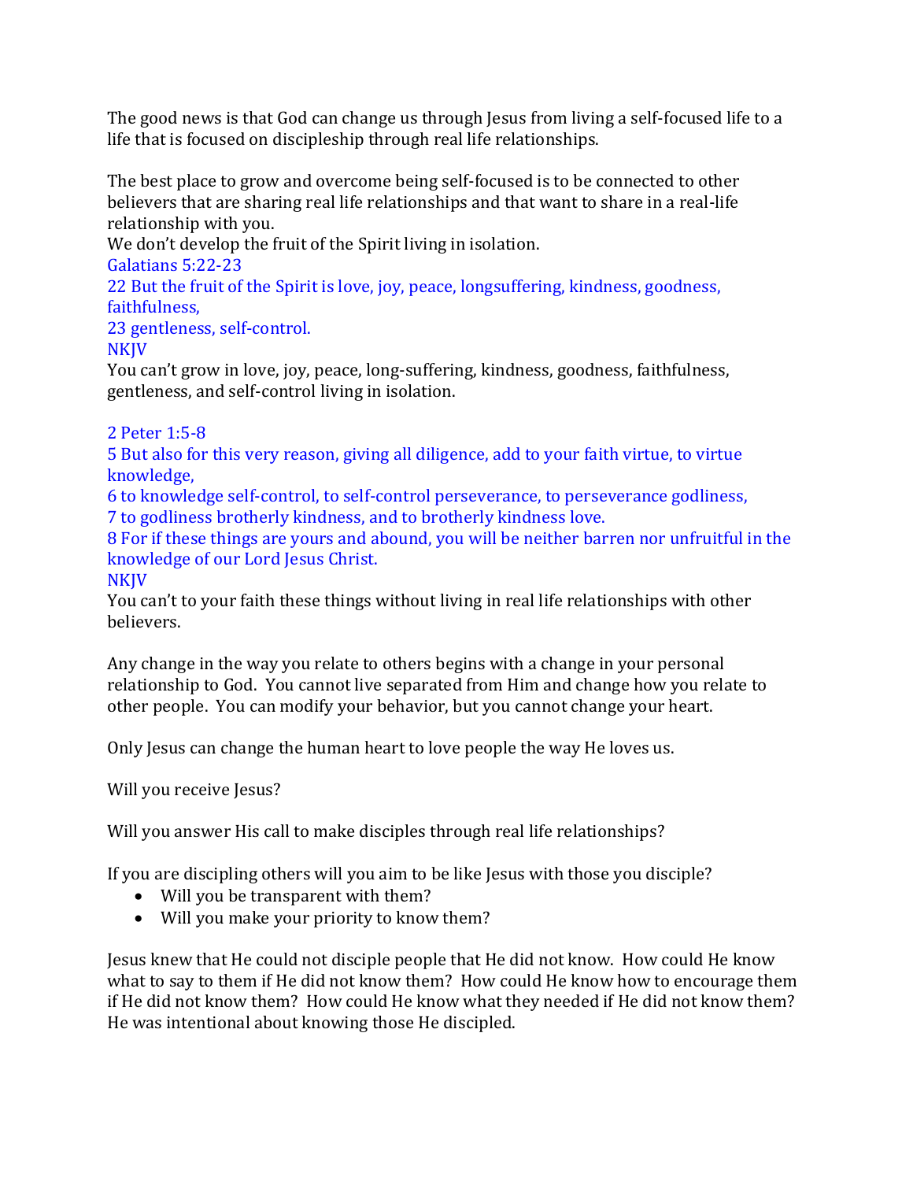The good news is that God can change us through Jesus from living a self-focused life to a life that is focused on discipleship through real life relationships.

The best place to grow and overcome being self-focused is to be connected to other believers that are sharing real life relationships and that want to share in a real-life relationship with you.
We don't develop the fruit of the Spirit living in isolation.
Galatians 5:22-23
22 But the fruit of the Spirit is love, joy, peace, longsuffering, kindness, goodness, faithfulness,
23 gentleness, self-control.
NKJV
You can't grow in love, joy, peace, long-suffering, kindness, goodness, faithfulness, gentleness, and self-control living in isolation.

2 Peter 1:5-8
5 But also for this very reason, giving all diligence, add to your faith virtue, to virtue knowledge,
6 to knowledge self-control, to self-control perseverance, to perseverance godliness,
7 to godliness brotherly kindness, and to brotherly kindness love.
8 For if these things are yours and abound, you will be neither barren nor unfruitful in the knowledge of our Lord Jesus Christ.
NKJV
You can't to your faith these things without living in real life relationships with other believers.

Any change in the way you relate to others begins with a change in your personal relationship to God. You cannot live separated from Him and change how you relate to other people. You can modify your behavior, but you cannot change your heart.

Only Jesus can change the human heart to love people the way He loves us.

Will you receive Jesus?

Will you answer His call to make disciples through real life relationships?

If you are discipling others will you aim to be like Jesus with those you disciple?

- Will you be transparent with them?
- Will you make your priority to know them?

Jesus knew that He could not disciple people that He did not know. How could He know what to say to them if He did not know them? How could He know how to encourage them if He did not know them? How could He know what they needed if He did not know them? He was intentional about knowing those He discipled.